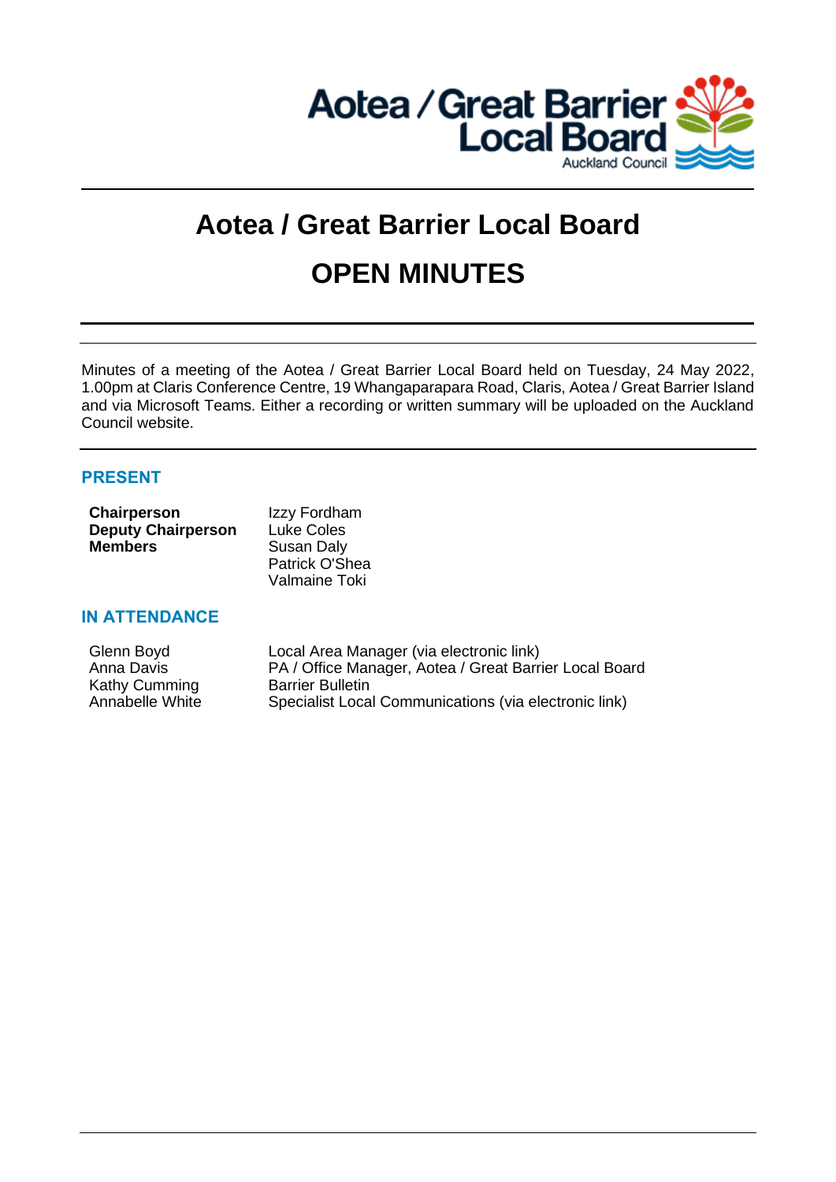# Aotea / Great Barrier Local Board

# OPEN MINUTES

Minutes of a meeting of the Aotea / Great Barrier Local Board held on Tuesday, 24 May 2022, 1.00pm at Claris Conference Centre, 19 Whangaparapara Road, Claris, Aotea / Great Barrier Island and via Microsoft Teams. Either a recording or written summary will be uploaded on the Auckland Council website.

## PRESENT

| | |
|---|---|
| **Chairperson** | Izzy Fordham |
| **Deputy Chairperson** | Luke Coles |
| **Members** | Susan Daly |
| | Patrick O'Shea |
| | Valmaine Toki |

## IN ATTENDANCE

| | |
|---|---|
| Glenn Boyd | Local Area Manager (via electronic link) |
| Anna Davis | PA / Office Manager, Aotea / Great Barrier Local Board |
| Kathy Cumming | Barrier Bulletin |
| Annabelle White | Specialist Local Communications (via electronic link) |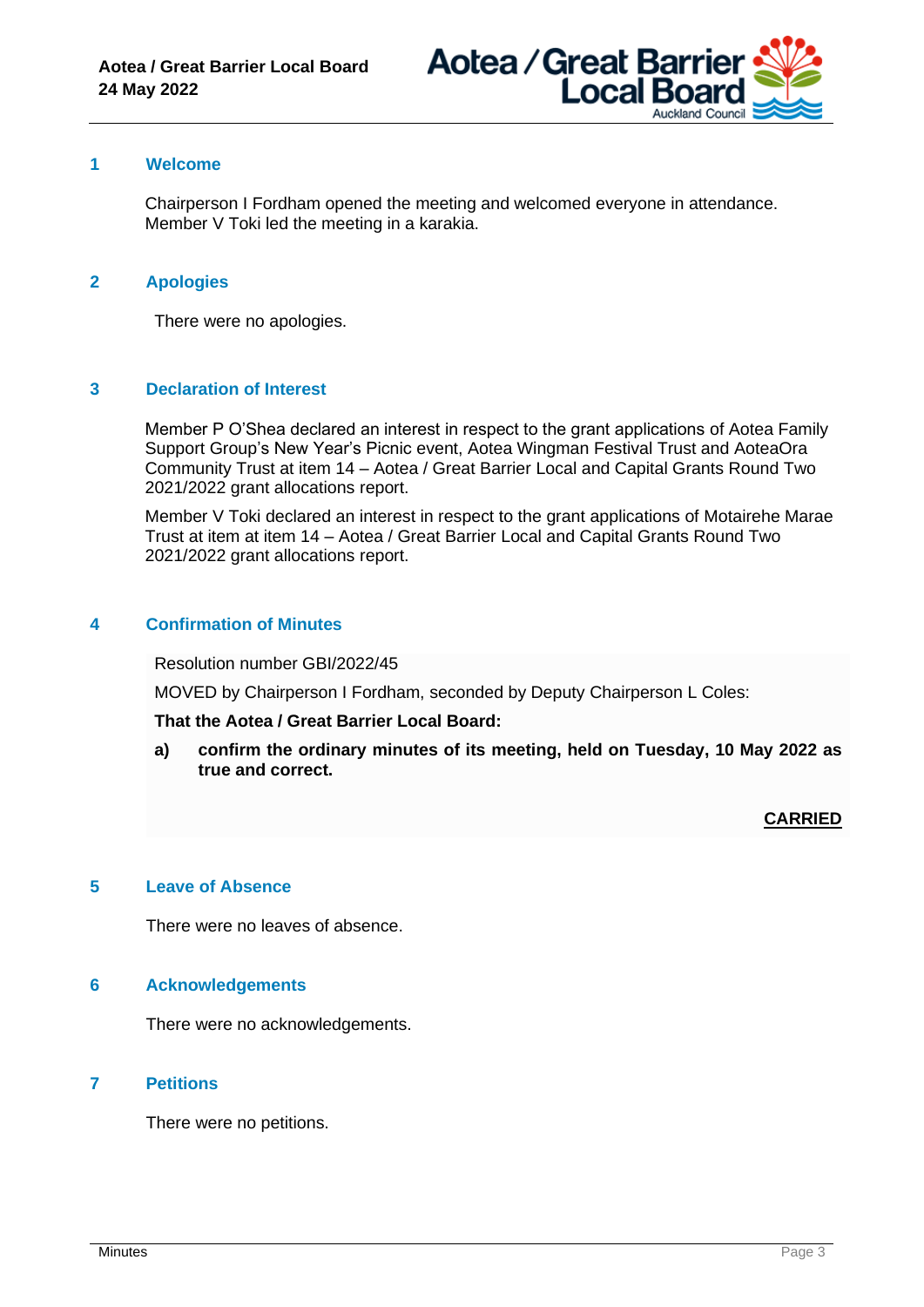## 1 Welcome

Chairperson I Fordham opened the meeting and welcomed everyone in attendance. Member V Toki led the meeting in a karakia.

## 2 Apologies

There were no apologies.

## 3 Declaration of Interest

Member P O'Shea declared an interest in respect to the grant applications of Aotea Family Support Group's New Year's Picnic event, Aotea Wingman Festival Trust and AoteaOra Community Trust at item 14 – Aotea / Great Barrier Local and Capital Grants Round Two 2021/2022 grant allocations report.

Member V Toki declared an interest in respect to the grant applications of Motairehe Marae Trust at item at item 14 – Aotea / Great Barrier Local and Capital Grants Round Two 2021/2022 grant allocations report.

## 4 Confirmation of Minutes

Resolution number GBI/2022/45

MOVED by Chairperson I Fordham, seconded by Deputy Chairperson L Coles:

**That the Aotea / Great Barrier Local Board:**

**a) confirm the ordinary minutes of its meeting, held on Tuesday, 10 May 2022 as true and correct.**

**CARRIED**

## 5 Leave of Absence

There were no leaves of absence.

## 6 Acknowledgements

There were no acknowledgements.

## 7 Petitions

There were no petitions.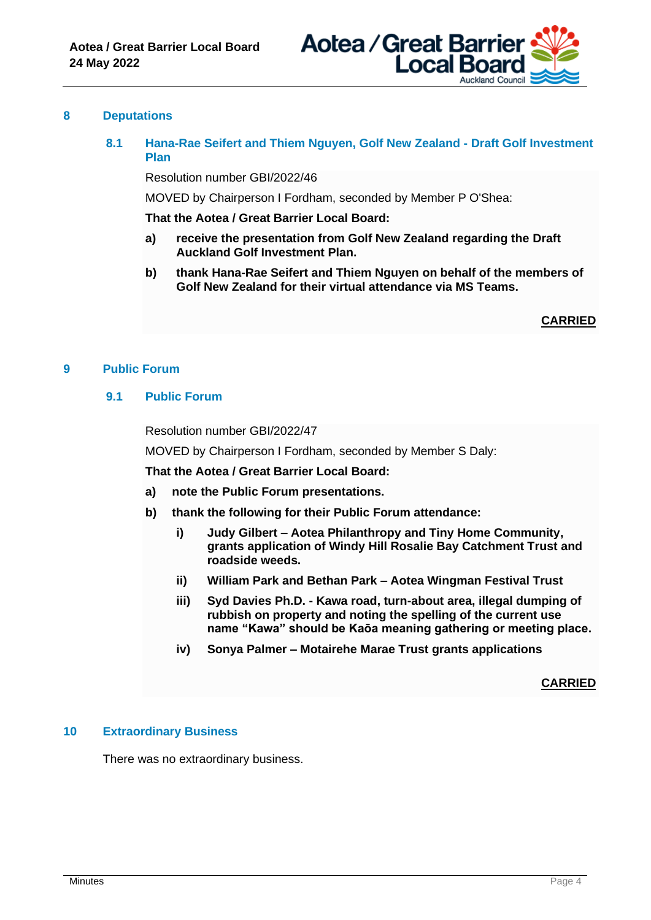## 8 Deputations

### 8.1 Hana-Rae Seifert and Thiem Nguyen, Golf New Zealand - Draft Golf Investment Plan

Resolution number GBI/2022/46

MOVED by Chairperson I Fordham, seconded by Member P O'Shea:

**That the Aotea / Great Barrier Local Board:**

**a) receive the presentation from Golf New Zealand regarding the Draft Auckland Golf Investment Plan.**

**b) thank Hana-Rae Seifert and Thiem Nguyen on behalf of the members of Golf New Zealand for their virtual attendance via MS Teams.**

**CARRIED**

## 9 Public Forum

### 9.1 Public Forum

Resolution number GBI/2022/47

MOVED by Chairperson I Fordham, seconded by Member S Daly:

**That the Aotea / Great Barrier Local Board:**

**a) note the Public Forum presentations.**

**b) thank the following for their Public Forum attendance:**

**i) Judy Gilbert – Aotea Philanthropy and Tiny Home Community, grants application of Windy Hill Rosalie Bay Catchment Trust and roadside weeds.**

**ii) William Park and Bethan Park – Aotea Wingman Festival Trust**

**iii) Syd Davies Ph.D. - Kawa road, turn-about area, illegal dumping of rubbish on property and noting the spelling of the current use name "Kawa" should be Kaōa meaning gathering or meeting place.**

**iv) Sonya Palmer – Motairehe Marae Trust grants applications**

**CARRIED**

## 10 Extraordinary Business

There was no extraordinary business.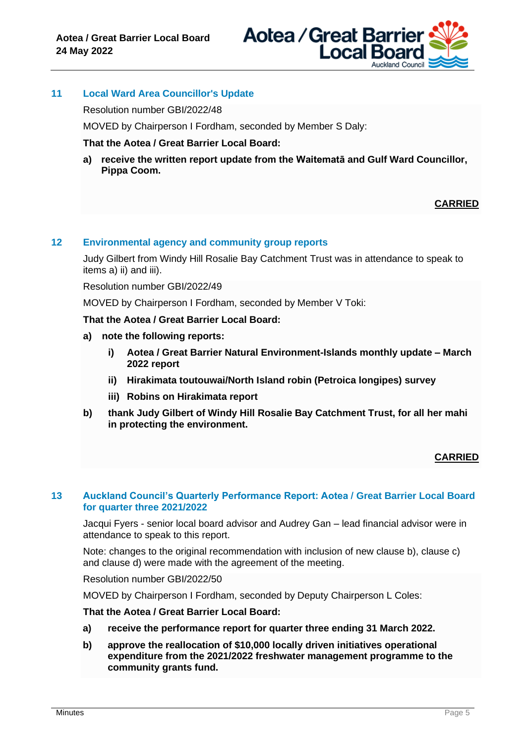## 11 Local Ward Area Councillor's Update

Resolution number GBI/2022/48

MOVED by Chairperson I Fordham, seconded by Member S Daly:

**That the Aotea / Great Barrier Local Board:**

**a) receive the written report update from the Waitematā and Gulf Ward Councillor, Pippa Coom.**

**CARRIED**

## 12 Environmental agency and community group reports

Judy Gilbert from Windy Hill Rosalie Bay Catchment Trust was in attendance to speak to items a) ii) and iii).

Resolution number GBI/2022/49

MOVED by Chairperson I Fordham, seconded by Member V Toki:

**That the Aotea / Great Barrier Local Board:**

**a) note the following reports:**

**i) Aotea / Great Barrier Natural Environment-Islands monthly update – March 2022 report**

**ii) Hirakimata toutouwai/North Island robin (Petroica longipes) survey**

**iii) Robins on Hirakimata report**

**b) thank Judy Gilbert of Windy Hill Rosalie Bay Catchment Trust, for all her mahi in protecting the environment.**

**CARRIED**

## 13 Auckland Council's Quarterly Performance Report: Aotea / Great Barrier Local Board for quarter three 2021/2022

Jacqui Fyers - senior local board advisor and Audrey Gan – lead financial advisor were in attendance to speak to this report.

Note: changes to the original recommendation with inclusion of new clause b), clause c) and clause d) were made with the agreement of the meeting.

Resolution number GBI/2022/50

MOVED by Chairperson I Fordham, seconded by Deputy Chairperson L Coles:

**That the Aotea / Great Barrier Local Board:**

**a) receive the performance report for quarter three ending 31 March 2022.**

**b) approve the reallocation of $10,000 locally driven initiatives operational expenditure from the 2021/2022 freshwater management programme to the community grants fund.**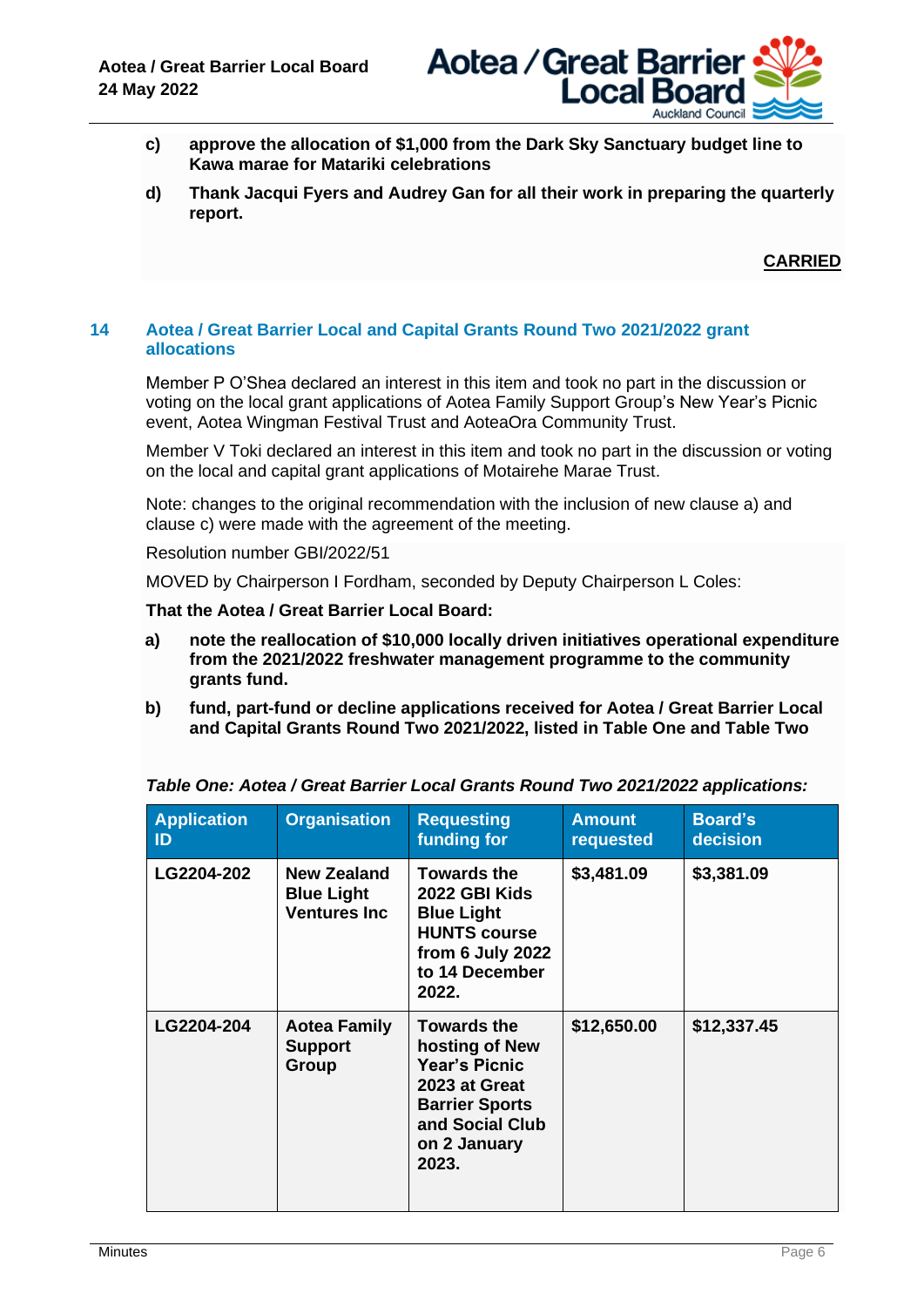**c) approve the allocation of $1,000 from the Dark Sky Sanctuary budget line to Kawa marae for Matariki celebrations**

**d) Thank Jacqui Fyers and Audrey Gan for all their work in preparing the quarterly report.**

**CARRIED**

## 14 Aotea / Great Barrier Local and Capital Grants Round Two 2021/2022 grant allocations

Member P O'Shea declared an interest in this item and took no part in the discussion or voting on the local grant applications of Aotea Family Support Group's New Year's Picnic event, Aotea Wingman Festival Trust and AoteaOra Community Trust.

Member V Toki declared an interest in this item and took no part in the discussion or voting on the local and capital grant applications of Motairehe Marae Trust.

Note: changes to the original recommendation with the inclusion of new clause a) and clause c) were made with the agreement of the meeting.

Resolution number GBI/2022/51

MOVED by Chairperson I Fordham, seconded by Deputy Chairperson L Coles:

**That the Aotea / Great Barrier Local Board:**

**a) note the reallocation of $10,000 locally driven initiatives operational expenditure from the 2021/2022 freshwater management programme to the community grants fund.**

**b) fund, part-fund or decline applications received for Aotea / Great Barrier Local and Capital Grants Round Two 2021/2022, listed in Table One and Table Two**

***Table One: Aotea / Great Barrier Local Grants Round Two 2021/2022 applications:***

| Application ID | Organisation | Requesting funding for | Amount requested | Board's decision |
|---|---|---|---|---|
| LG2204-202 | New Zealand Blue Light Ventures Inc | Towards the 2022 GBI Kids Blue Light HUNTS course from 6 July 2022 to 14 December 2022. | $3,481.09 | $3,381.09 |
| LG2204-204 | Aotea Family Support Group | Towards the hosting of New Year's Picnic 2023 at Great Barrier Sports and Social Club on 2 January 2023. | $12,650.00 | $12,337.45 |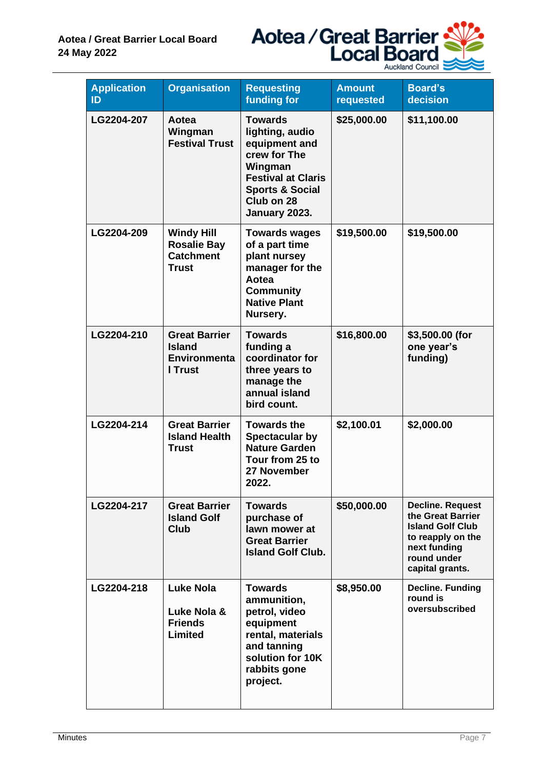| Application ID | Organisation | Requesting funding for | Amount requested | Board's decision |
|---|---|---|---|---|
| LG2204-207 | Aotea Wingman Festival Trust | Towards lighting, audio equipment and crew for The Wingman Festival at Claris Sports & Social Club on 28 January 2023. | $25,000.00 | $11,100.00 |
| LG2204-209 | Windy Hill Rosalie Bay Catchment Trust | Towards wages of a part time plant nursey manager for the Aotea Community Native Plant Nursery. | $19,500.00 | $19,500.00 |
| LG2204-210 | Great Barrier Island Environmental Trust | Towards funding a coordinator for three years to manage the annual island bird count. | $16,800.00 | $3,500.00 (for one year's funding) |
| LG2204-214 | Great Barrier Island Health Trust | Towards the Spectacular by Nature Garden Tour from 25 to 27 November 2022. | $2,100.01 | $2,000.00 |
| LG2204-217 | Great Barrier Island Golf Club | Towards purchase of lawn mower at Great Barrier Island Golf Club. | $50,000.00 | Decline. Request the Great Barrier Island Golf Club to reapply on the next funding round under capital grants. |
| LG2204-218 | Luke Nola<br><br>Luke Nola & Friends Limited | Towards ammunition, petrol, video equipment rental, materials and tanning solution for 10K rabbits gone project. | $8,950.00 | Decline. Funding round is oversubscribed |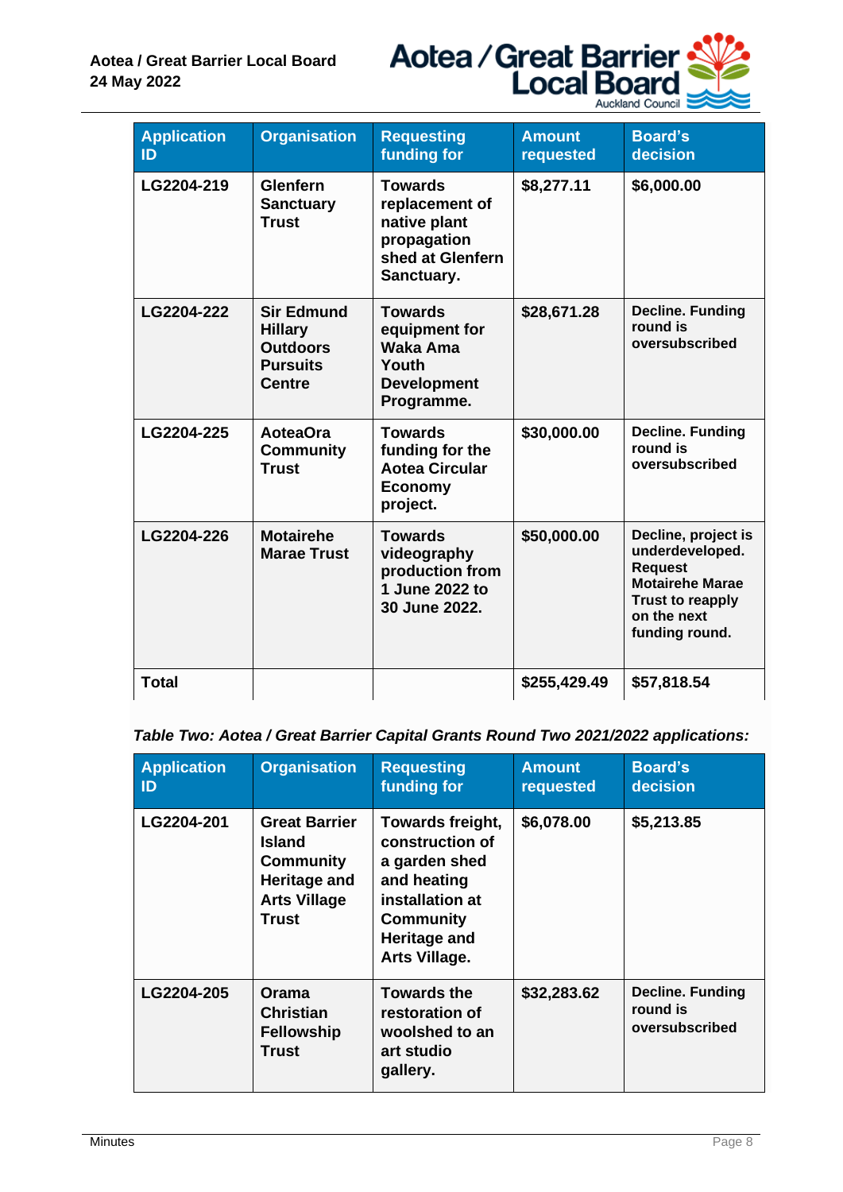| Application ID | Organisation | Requesting funding for | Amount requested | Board's decision |
|---|---|---|---|---|
| LG2204-219 | Glenfern Sanctuary Trust | Towards replacement of native plant propagation shed at Glenfern Sanctuary. | $8,277.11 | $6,000.00 |
| LG2204-222 | Sir Edmund Hillary Outdoors Pursuits Centre | Towards equipment for Waka Ama Youth Development Programme. | $28,671.28 | Decline. Funding round is oversubscribed |
| LG2204-225 | AoteaOra Community Trust | Towards funding for the Aotea Circular Economy project. | $30,000.00 | Decline. Funding round is oversubscribed |
| LG2204-226 | Motairehe Marae Trust | Towards videography production from 1 June 2022 to 30 June 2022. | $50,000.00 | Decline, project is underdeveloped. Request Motairehe Marae Trust to reapply on the next funding round. |
| Total | | | $255,429.49 | $57,818.54 |

*Table Two: Aotea / Great Barrier Capital Grants Round Two 2021/2022 applications:*

| Application ID | Organisation | Requesting funding for | Amount requested | Board's decision |
|---|---|---|---|---|
| LG2204-201 | Great Barrier Island Community Heritage and Arts Village Trust | Towards freight, construction of a garden shed and heating installation at Community Heritage and Arts Village. | $6,078.00 | $5,213.85 |
| LG2204-205 | Orama Christian Fellowship Trust | Towards the restoration of woolshed to an art studio gallery. | $32,283.62 | Decline. Funding round is oversubscribed |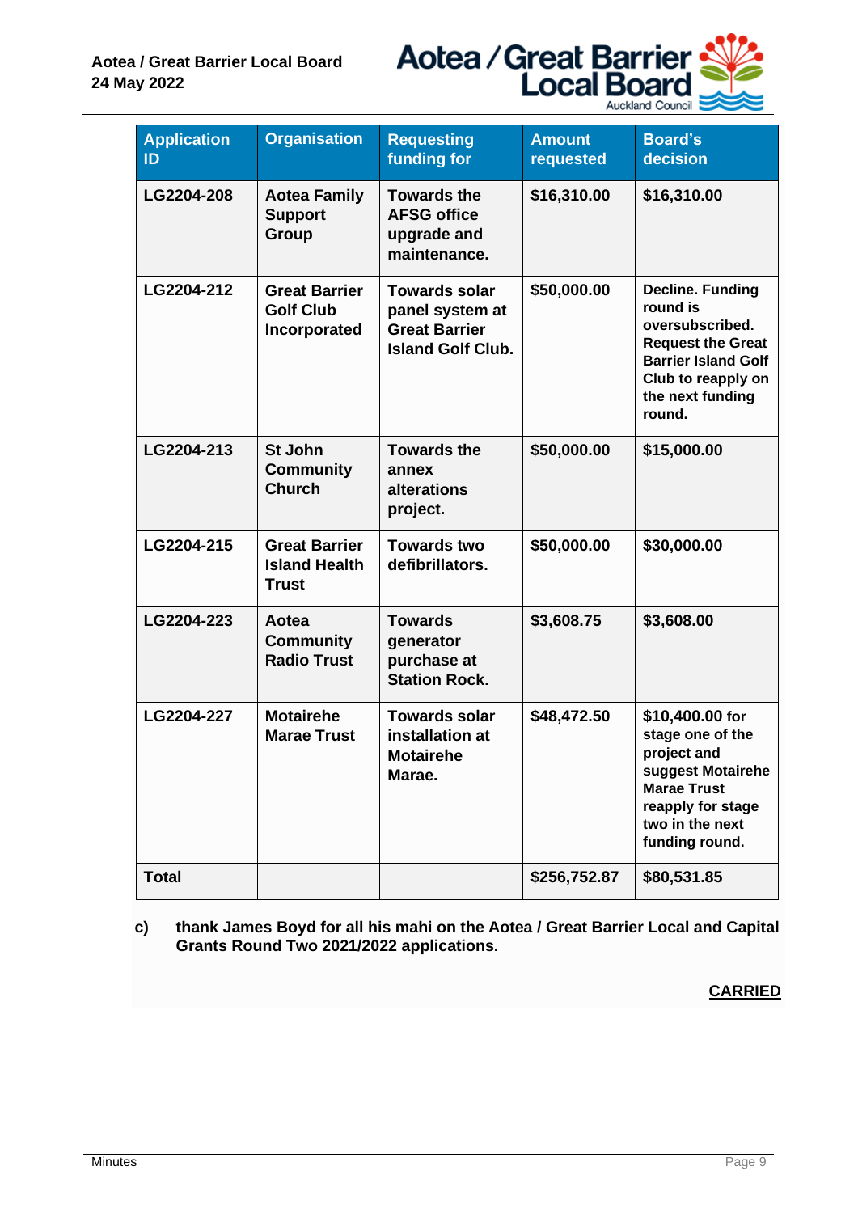| Application ID | Organisation | Requesting funding for | Amount requested | Board's decision |
|---|---|---|---|---|
| LG2204-208 | Aotea Family Support Group | Towards the AFSG office upgrade and maintenance. | $16,310.00 | $16,310.00 |
| LG2204-212 | Great Barrier Golf Club Incorporated | Towards solar panel system at Great Barrier Island Golf Club. | $50,000.00 | Decline. Funding round is oversubscribed. Request the Great Barrier Island Golf Club to reapply on the next funding round. |
| LG2204-213 | St John Community Church | Towards the annex alterations project. | $50,000.00 | $15,000.00 |
| LG2204-215 | Great Barrier Island Health Trust | Towards two defibrillators. | $50,000.00 | $30,000.00 |
| LG2204-223 | Aotea Community Radio Trust | Towards generator purchase at Station Rock. | $3,608.75 | $3,608.00 |
| LG2204-227 | Motairehe Marae Trust | Towards solar installation at Motairehe Marae. | $48,472.50 | $10,400.00 for stage one of the project and suggest Motairehe Marae Trust reapply for stage two in the next funding round. |
| **Total** | | | **$256,752.87** | **$80,531.85** |

c) thank James Boyd for all his mahi on the Aotea / Great Barrier Local and Capital Grants Round Two 2021/2022 applications.

**CARRIED**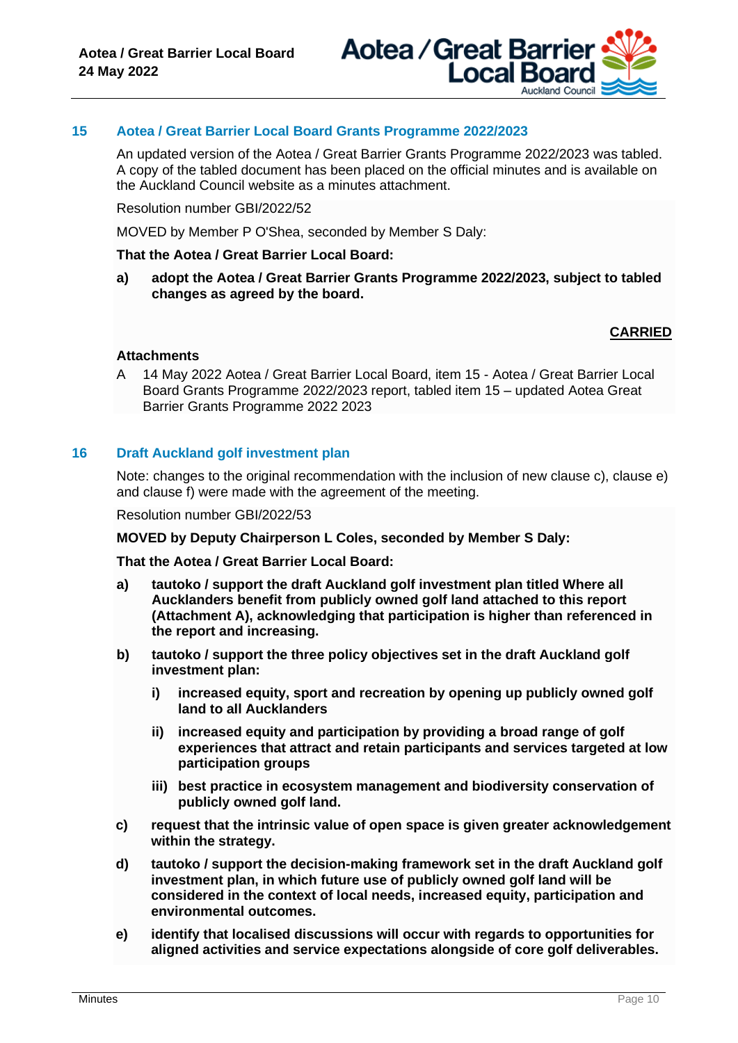## 15 Aotea / Great Barrier Local Board Grants Programme 2022/2023

An updated version of the Aotea / Great Barrier Grants Programme 2022/2023 was tabled. A copy of the tabled document has been placed on the official minutes and is available on the Auckland Council website as a minutes attachment.

Resolution number GBI/2022/52

MOVED by Member P O'Shea, seconded by Member S Daly:

**That the Aotea / Great Barrier Local Board:**

**a) adopt the Aotea / Great Barrier Grants Programme 2022/2023, subject to tabled changes as agreed by the board.**

**CARRIED**

**Attachments**

A 14 May 2022 Aotea / Great Barrier Local Board, item 15 - Aotea / Great Barrier Local Board Grants Programme 2022/2023 report, tabled item 15 – updated Aotea Great Barrier Grants Programme 2022 2023

## 16 Draft Auckland golf investment plan

Note: changes to the original recommendation with the inclusion of new clause c), clause e) and clause f) were made with the agreement of the meeting.

Resolution number GBI/2022/53

**MOVED by Deputy Chairperson L Coles, seconded by Member S Daly:**

**That the Aotea / Great Barrier Local Board:**

**a) tautoko / support the draft Auckland golf investment plan titled Where all Aucklanders benefit from publicly owned golf land attached to this report (Attachment A), acknowledging that participation is higher than referenced in the report and increasing.**

**b) tautoko / support the three policy objectives set in the draft Auckland golf investment plan:**

**i) increased equity, sport and recreation by opening up publicly owned golf land to all Aucklanders**

**ii) increased equity and participation by providing a broad range of golf experiences that attract and retain participants and services targeted at low participation groups**

**iii) best practice in ecosystem management and biodiversity conservation of publicly owned golf land.**

**c) request that the intrinsic value of open space is given greater acknowledgement within the strategy.**

**d) tautoko / support the decision-making framework set in the draft Auckland golf investment plan, in which future use of publicly owned golf land will be considered in the context of local needs, increased equity, participation and environmental outcomes.**

**e) identify that localised discussions will occur with regards to opportunities for aligned activities and service expectations alongside of core golf deliverables.**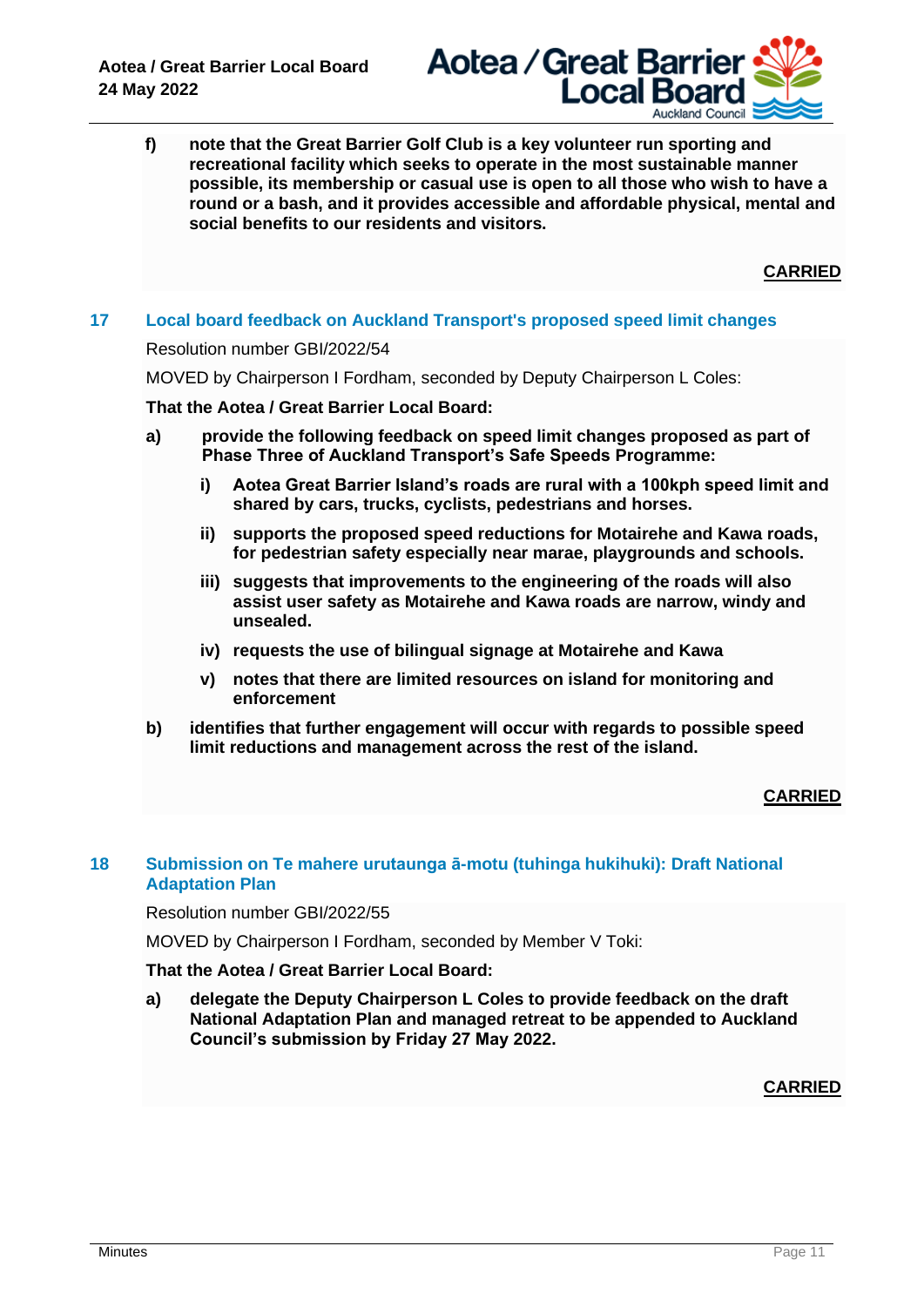**f) note that the Great Barrier Golf Club is a key volunteer run sporting and recreational facility which seeks to operate in the most sustainable manner possible, its membership or casual use is open to all those who wish to have a round or a bash, and it provides accessible and affordable physical, mental and social benefits to our residents and visitors.**

**CARRIED**

## 17 Local board feedback on Auckland Transport's proposed speed limit changes

Resolution number GBI/2022/54

MOVED by Chairperson I Fordham, seconded by Deputy Chairperson L Coles:

**That the Aotea / Great Barrier Local Board:**

**a) provide the following feedback on speed limit changes proposed as part of Phase Three of Auckland Transport's Safe Speeds Programme:**

**i) Aotea Great Barrier Island's roads are rural with a 100kph speed limit and shared by cars, trucks, cyclists, pedestrians and horses.**

**ii) supports the proposed speed reductions for Motairehe and Kawa roads, for pedestrian safety especially near marae, playgrounds and schools.**

**iii) suggests that improvements to the engineering of the roads will also assist user safety as Motairehe and Kawa roads are narrow, windy and unsealed.**

**iv) requests the use of bilingual signage at Motairehe and Kawa**

**v) notes that there are limited resources on island for monitoring and enforcement**

**b) identifies that further engagement will occur with regards to possible speed limit reductions and management across the rest of the island.**

**CARRIED**

## 18 Submission on Te mahere urutaunga ā-motu (tuhinga hukihuki): Draft National Adaptation Plan

Resolution number GBI/2022/55

MOVED by Chairperson I Fordham, seconded by Member V Toki:

**That the Aotea / Great Barrier Local Board:**

**a) delegate the Deputy Chairperson L Coles to provide feedback on the draft National Adaptation Plan and managed retreat to be appended to Auckland Council's submission by Friday 27 May 2022.**

**CARRIED**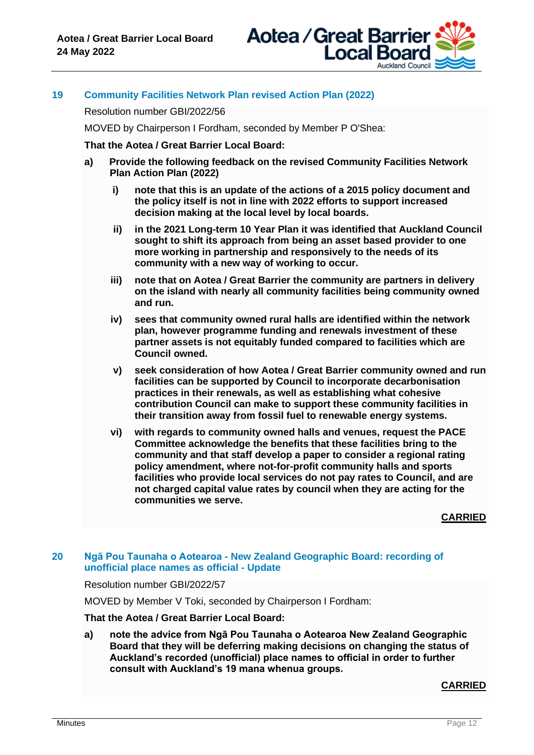## 19 Community Facilities Network Plan revised Action Plan (2022)

Resolution number GBI/2022/56

MOVED by Chairperson I Fordham, seconded by Member P O'Shea:

**That the Aotea / Great Barrier Local Board:**

**a) Provide the following feedback on the revised Community Facilities Network Plan Action Plan (2022)**

**i) note that this is an update of the actions of a 2015 policy document and the policy itself is not in line with 2022 efforts to support increased decision making at the local level by local boards.**

**ii) in the 2021 Long-term 10 Year Plan it was identified that Auckland Council sought to shift its approach from being an asset based provider to one more working in partnership and responsively to the needs of its community with a new way of working to occur.**

**iii) note that on Aotea / Great Barrier the community are partners in delivery on the island with nearly all community facilities being community owned and run.**

**iv) sees that community owned rural halls are identified within the network plan, however programme funding and renewals investment of these partner assets is not equitably funded compared to facilities which are Council owned.**

**v) seek consideration of how Aotea / Great Barrier community owned and run facilities can be supported by Council to incorporate decarbonisation practices in their renewals, as well as establishing what cohesive contribution Council can make to support these community facilities in their transition away from fossil fuel to renewable energy systems.**

**vi) with regards to community owned halls and venues, request the PACE Committee acknowledge the benefits that these facilities bring to the community and that staff develop a paper to consider a regional rating policy amendment, where not-for-profit community halls and sports facilities who provide local services do not pay rates to Council, and are not charged capital value rates by council when they are acting for the communities we serve.**

**CARRIED**

## 20 Ngā Pou Taunaha o Aotearoa - New Zealand Geographic Board: recording of unofficial place names as official - Update

Resolution number GBI/2022/57

MOVED by Member V Toki, seconded by Chairperson I Fordham:

**That the Aotea / Great Barrier Local Board:**

**a) note the advice from Ngā Pou Taunaha o Aotearoa New Zealand Geographic Board that they will be deferring making decisions on changing the status of Auckland's recorded (unofficial) place names to official in order to further consult with Auckland's 19 mana whenua groups.**

**CARRIED**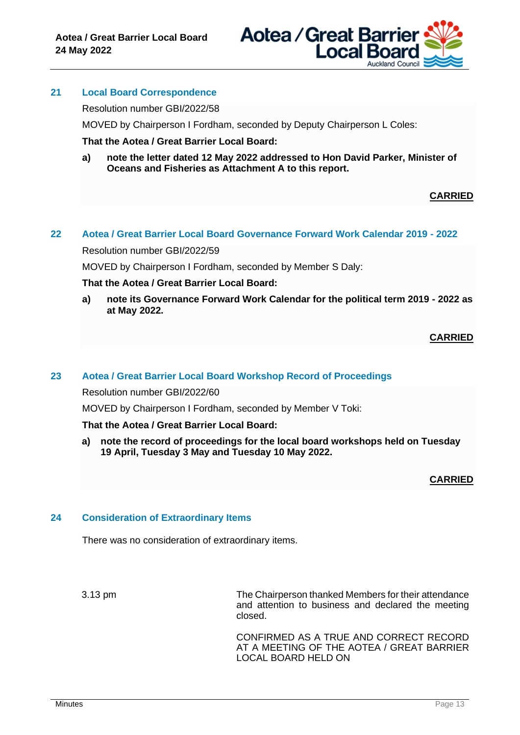## 21 Local Board Correspondence

Resolution number GBI/2022/58

MOVED by Chairperson I Fordham, seconded by Deputy Chairperson L Coles:

**That the Aotea / Great Barrier Local Board:**

**a) note the letter dated 12 May 2022 addressed to Hon David Parker, Minister of Oceans and Fisheries as Attachment A to this report.**

**CARRIED**

## 22 Aotea / Great Barrier Local Board Governance Forward Work Calendar 2019 - 2022

Resolution number GBI/2022/59

MOVED by Chairperson I Fordham, seconded by Member S Daly:

**That the Aotea / Great Barrier Local Board:**

**a) note its Governance Forward Work Calendar for the political term 2019 - 2022 as at May 2022.**

**CARRIED**

## 23 Aotea / Great Barrier Local Board Workshop Record of Proceedings

Resolution number GBI/2022/60

MOVED by Chairperson I Fordham, seconded by Member V Toki:

**That the Aotea / Great Barrier Local Board:**

**a) note the record of proceedings for the local board workshops held on Tuesday 19 April, Tuesday 3 May and Tuesday 10 May 2022.**

**CARRIED**

## 24 Consideration of Extraordinary Items

There was no consideration of extraordinary items.

3.13 pm

The Chairperson thanked Members for their attendance and attention to business and declared the meeting closed.

CONFIRMED AS A TRUE AND CORRECT RECORD AT A MEETING OF THE AOTEA / GREAT BARRIER LOCAL BOARD HELD ON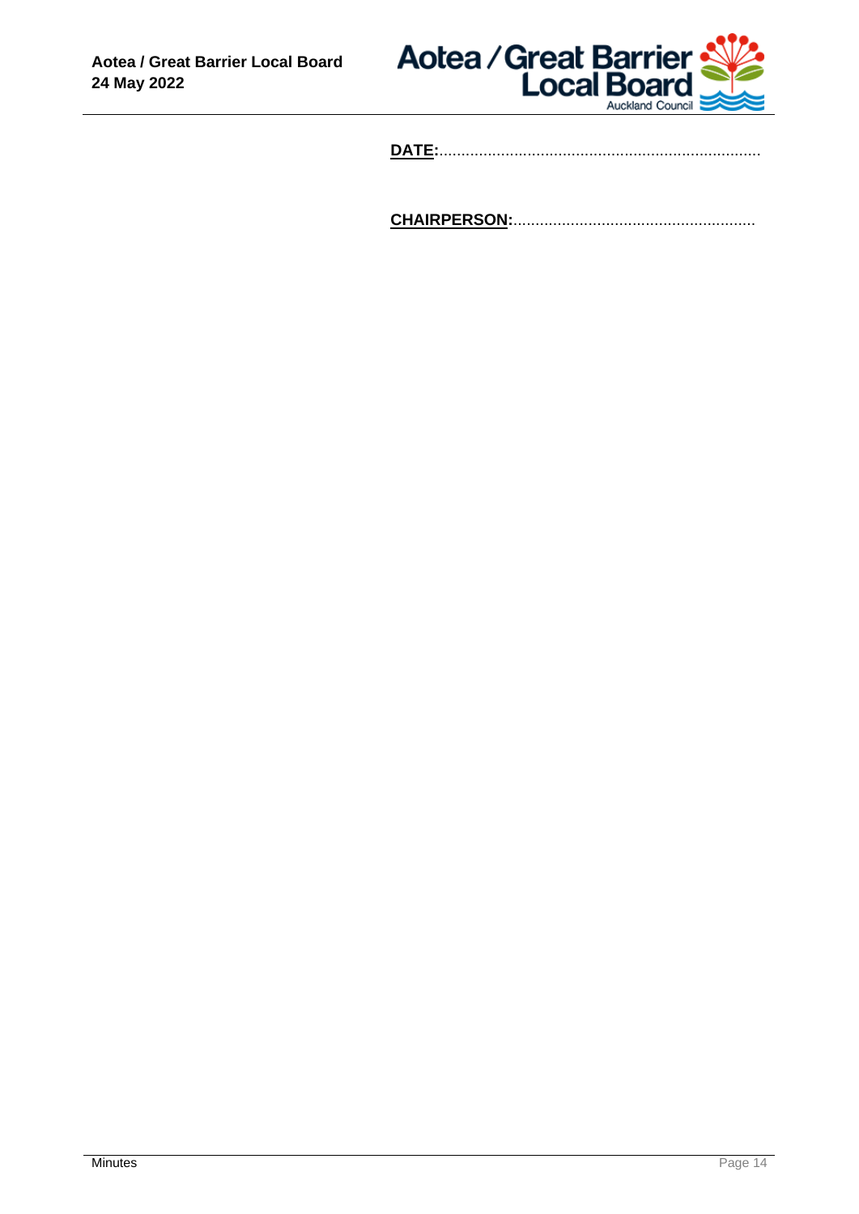**DATE:**.........................................................................

**CHAIRPERSON:**.......................................................